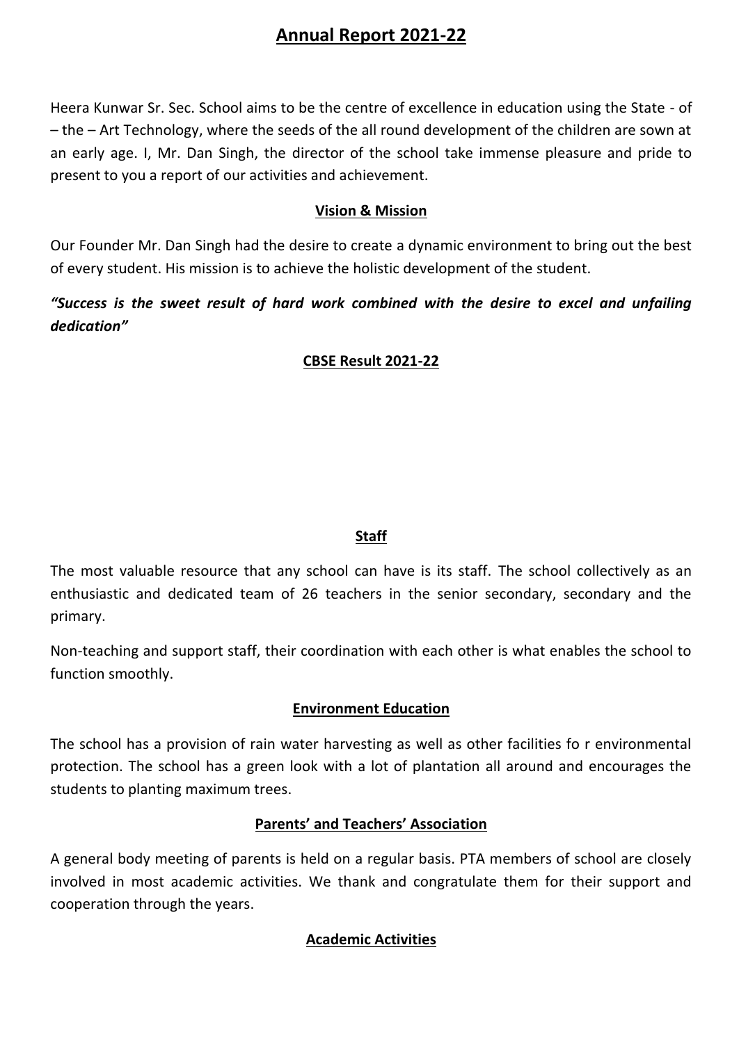# Annual Report 2021-22

Heera Kunwar Sr. Sec. School aims to be the centre of excellence in education using the State - of – the – Art Technology, where the seeds of the all round development of the children are sown at an early age. I, Mr. Dan Singh, the director of the school take immense pleasure and pride to present to you a report of our activities and achievement.

## Vision & Mission

Our Founder Mr. Dan Singh had the desire to create a dynamic environment to bring out the best of every student. His mission is to achieve the holistic development of the student.

***"Success is the sweet result of hard work combined with the desire to excel and unfailing dedication"***

## CBSE Result 2021-22

## Staff

The most valuable resource that any school can have is its staff. The school collectively as an enthusiastic and dedicated team of 26 teachers in the senior secondary, secondary and the primary.

Non-teaching and support staff, their coordination with each other is what enables the school to function smoothly.

## Environment Education

The school has a provision of rain water harvesting as well as other facilities fo r environmental protection. The school has a green look with a lot of plantation all around and encourages the students to planting maximum trees.

## Parents' and Teachers' Association

A general body meeting of parents is held on a regular basis. PTA members of school are closely involved in most academic activities. We thank and congratulate them for their support and cooperation through the years.

## Academic Activities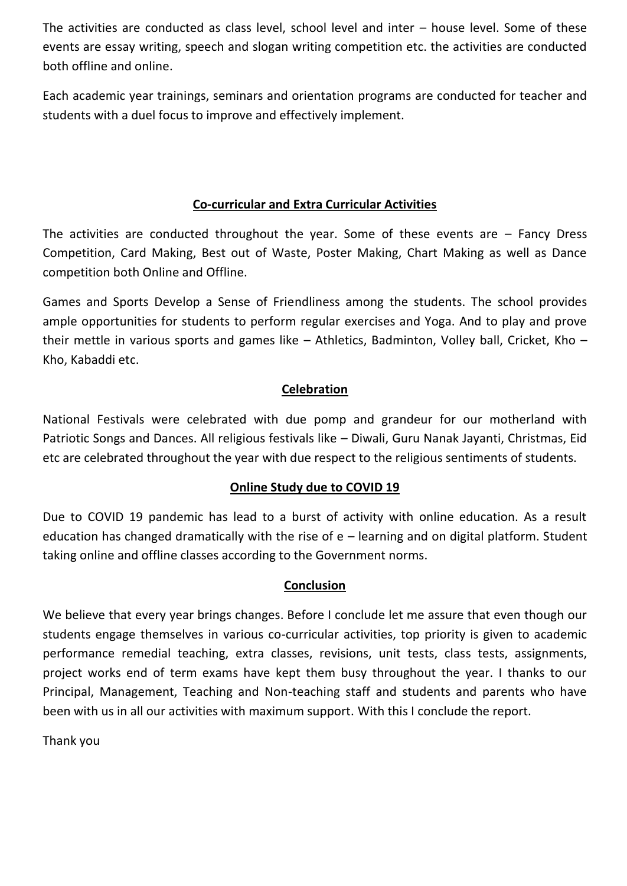The activities are conducted as class level, school level and inter – house level. Some of these events are essay writing, speech and slogan writing competition etc. the activities are conducted both offline and online.

Each academic year trainings, seminars and orientation programs are conducted for teacher and students with a duel focus to improve and effectively implement.

## Co-curricular and Extra Curricular Activities

The activities are conducted throughout the year. Some of these events are – Fancy Dress Competition, Card Making, Best out of Waste, Poster Making, Chart Making as well as Dance competition both Online and Offline.

Games and Sports Develop a Sense of Friendliness among the students. The school provides ample opportunities for students to perform regular exercises and Yoga. And to play and prove their mettle in various sports and games like – Athletics, Badminton, Volley ball, Cricket, Kho – Kho, Kabaddi etc.

## Celebration

National Festivals were celebrated with due pomp and grandeur for our motherland with Patriotic Songs and Dances. All religious festivals like – Diwali, Guru Nanak Jayanti, Christmas, Eid etc are celebrated throughout the year with due respect to the religious sentiments of students.

## Online Study due to COVID 19

Due to COVID 19 pandemic has lead to a burst of activity with online education. As a result education has changed dramatically with the rise of e – learning and on digital platform. Student taking online and offline classes according to the Government norms.

## Conclusion

We believe that every year brings changes. Before I conclude let me assure that even though our students engage themselves in various co-curricular activities, top priority is given to academic performance remedial teaching, extra classes, revisions, unit tests, class tests, assignments, project works end of term exams have kept them busy throughout the year. I thanks to our Principal, Management, Teaching and Non-teaching staff and students and parents who have been with us in all our activities with maximum support. With this I conclude the report.

Thank you